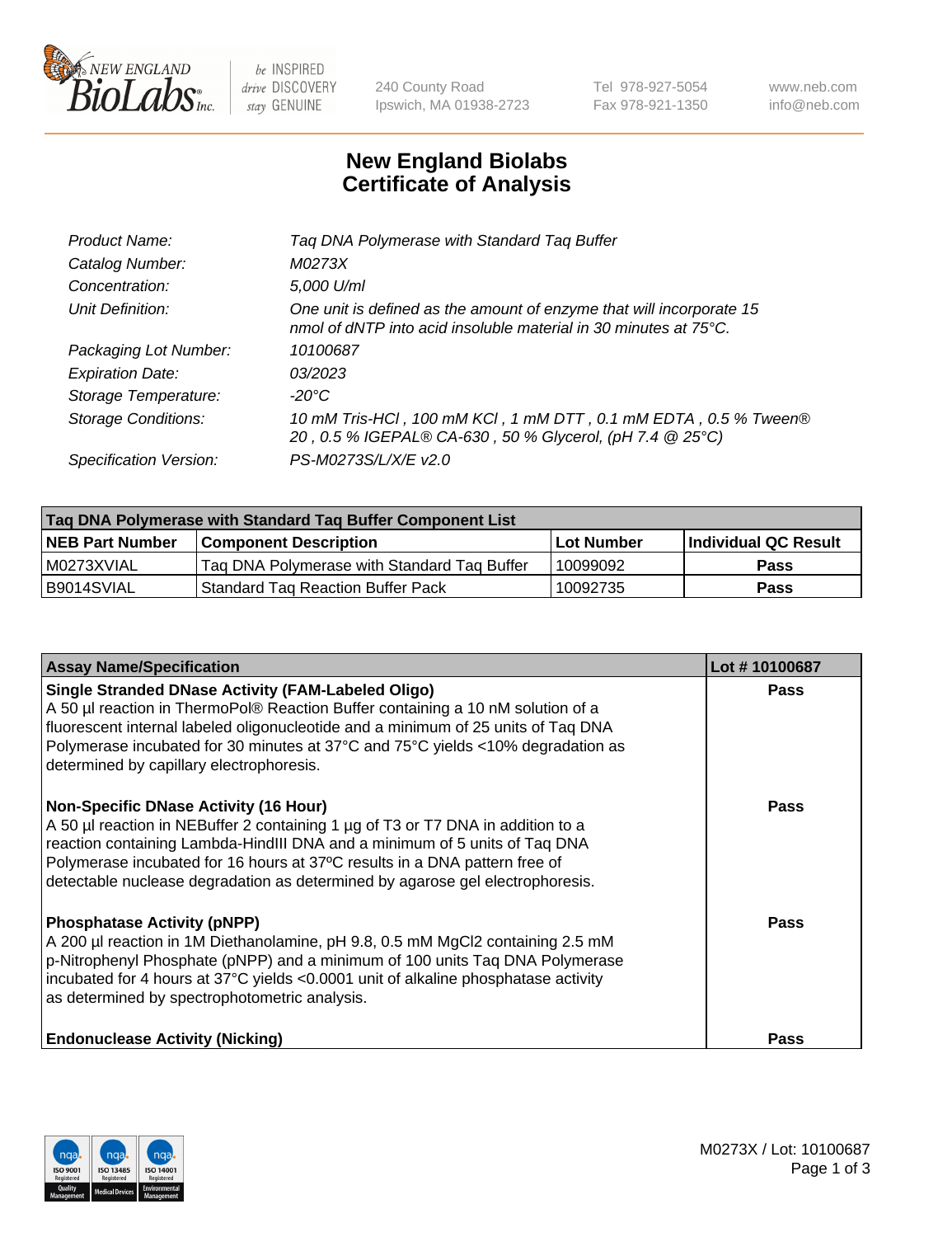New England BioLabs Inc. | be INSPIRED drive DISCOVERY stay GENUINE | 240 County Road, Ipswich, MA 01938-2723 | Tel 978-927-5054, Fax 978-921-1350 | www.neb.com, info@neb.com

# New England Biolabs Certificate of Analysis

| | |
|---|---|
| *Product Name:* | *Taq DNA Polymerase with Standard Taq Buffer* |
| *Catalog Number:* | *M0273X* |
| *Concentration:* | *5,000 U/ml* |
| *Unit Definition:* | *One unit is defined as the amount of enzyme that will incorporate 15 nmol of dNTP into acid insoluble material in 30 minutes at 75°C.* |
| *Packaging Lot Number:* | *10100687* |
| *Expiration Date:* | *03/2023* |
| *Storage Temperature:* | *-20°C* |
| *Storage Conditions:* | *10 mM Tris-HCl , 100 mM KCl , 1 mM DTT , 0.1 mM EDTA , 0.5 % Tween® 20 , 0.5 % IGEPAL® CA-630 , 50 % Glycerol, (pH 7.4 @ 25°C)* |
| *Specification Version:* | *PS-M0273S/L/X/E v2.0* |

| Taq DNA Polymerase with Standard Taq Buffer Component List | | | |
|---|---|---|---|
| **NEB Part Number** | **Component Description** | **Lot Number** | **Individual QC Result** |
| M0273XVIAL | Taq DNA Polymerase with Standard Taq Buffer | 10099092 | **Pass** |
| B9014SVIAL | Standard Taq Reaction Buffer Pack | 10092735 | **Pass** |

| Assay Name/Specification | Lot # 10100687 |
|---|---|
| **Single Stranded DNase Activity (FAM-Labeled Oligo)**<br>A 50 µl reaction in ThermoPol® Reaction Buffer containing a 10 nM solution of a fluorescent internal labeled oligonucleotide and a minimum of 25 units of Taq DNA Polymerase incubated for 30 minutes at 37°C and 75°C yields <10% degradation as determined by capillary electrophoresis. | **Pass** |
| **Non-Specific DNase Activity (16 Hour)**<br>A 50 µl reaction in NEBuffer 2 containing 1 µg of T3 or T7 DNA in addition to a reaction containing Lambda-HindIII DNA and a minimum of 5 units of Taq DNA Polymerase incubated for 16 hours at 37ºC results in a DNA pattern free of detectable nuclease degradation as determined by agarose gel electrophoresis. | **Pass** |
| **Phosphatase Activity (pNPP)**<br>A 200 µl reaction in 1M Diethanolamine, pH 9.8, 0.5 mM $MgCl_2$ containing 2.5 mM p-Nitrophenyl Phosphate (pNPP) and a minimum of 100 units Taq DNA Polymerase incubated for 4 hours at 37°C yields <0.0001 unit of alkaline phosphatase activity as determined by spectrophotometric analysis. | **Pass** |
| **Endonuclease Activity (Nicking)** | **Pass** |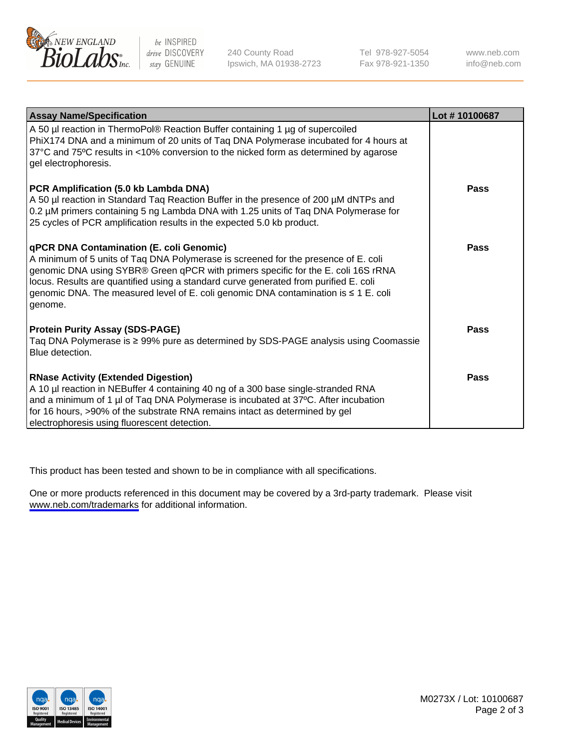| Assay Name/Specification | Lot # 10100687 |
| --- | --- |
| A 50 µl reaction in ThermoPol® Reaction Buffer containing 1 µg of supercoiled PhiX174 DNA and a minimum of 20 units of Taq DNA Polymerase incubated for 4 hours at 37°C and 75ºC results in <10% conversion to the nicked form as determined by agarose gel electrophoresis. | |
| **PCR Amplification (5.0 kb Lambda DNA)**<br>A 50 µl reaction in Standard Taq Reaction Buffer in the presence of 200 µM dNTPs and 0.2 µM primers containing 5 ng Lambda DNA with 1.25 units of Taq DNA Polymerase for 25 cycles of PCR amplification results in the expected 5.0 kb product. | **Pass** |
| **qPCR DNA Contamination (E. coli Genomic)**<br>A minimum of 5 units of Taq DNA Polymerase is screened for the presence of E. coli genomic DNA using SYBR® Green qPCR with primers specific for the E. coli 16S rRNA locus. Results are quantified using a standard curve generated from purified E. coli genomic DNA. The measured level of E. coli genomic DNA contamination is ≤ 1 E. coli genome. | **Pass** |
| **Protein Purity Assay (SDS-PAGE)**<br>Taq DNA Polymerase is ≥ 99% pure as determined by SDS-PAGE analysis using Coomassie Blue detection. | **Pass** |
| **RNase Activity (Extended Digestion)**<br>A 10 µl reaction in NEBuffer 4 containing 40 ng of a 300 base single-stranded RNA and a minimum of 1 µl of Taq DNA Polymerase is incubated at 37ºC. After incubation for 16 hours, >90% of the substrate RNA remains intact as determined by gel electrophoresis using fluorescent detection. | **Pass** |

This product has been tested and shown to be in compliance with all specifications.

One or more products referenced in this document may be covered by a 3rd-party trademark. Please visit www.neb.com/trademarks for additional information.

M0273X / Lot: 10100687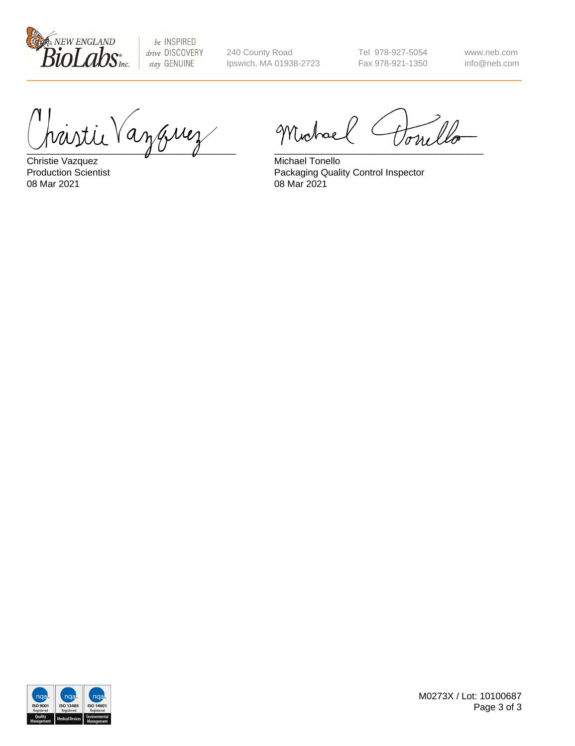be INSPIRED
drive DISCOVERY
stay GENUINE

240 County Road
Ipswich, MA 01938-2723

Tel 978-927-5054
Fax 978-921-1350

www.neb.com
info@neb.com

Christie Vazquez
Production Scientist
08 Mar 2021

Michael Tonello
Packaging Quality Control Inspector
08 Mar 2021

M0273X / Lot: 10100687